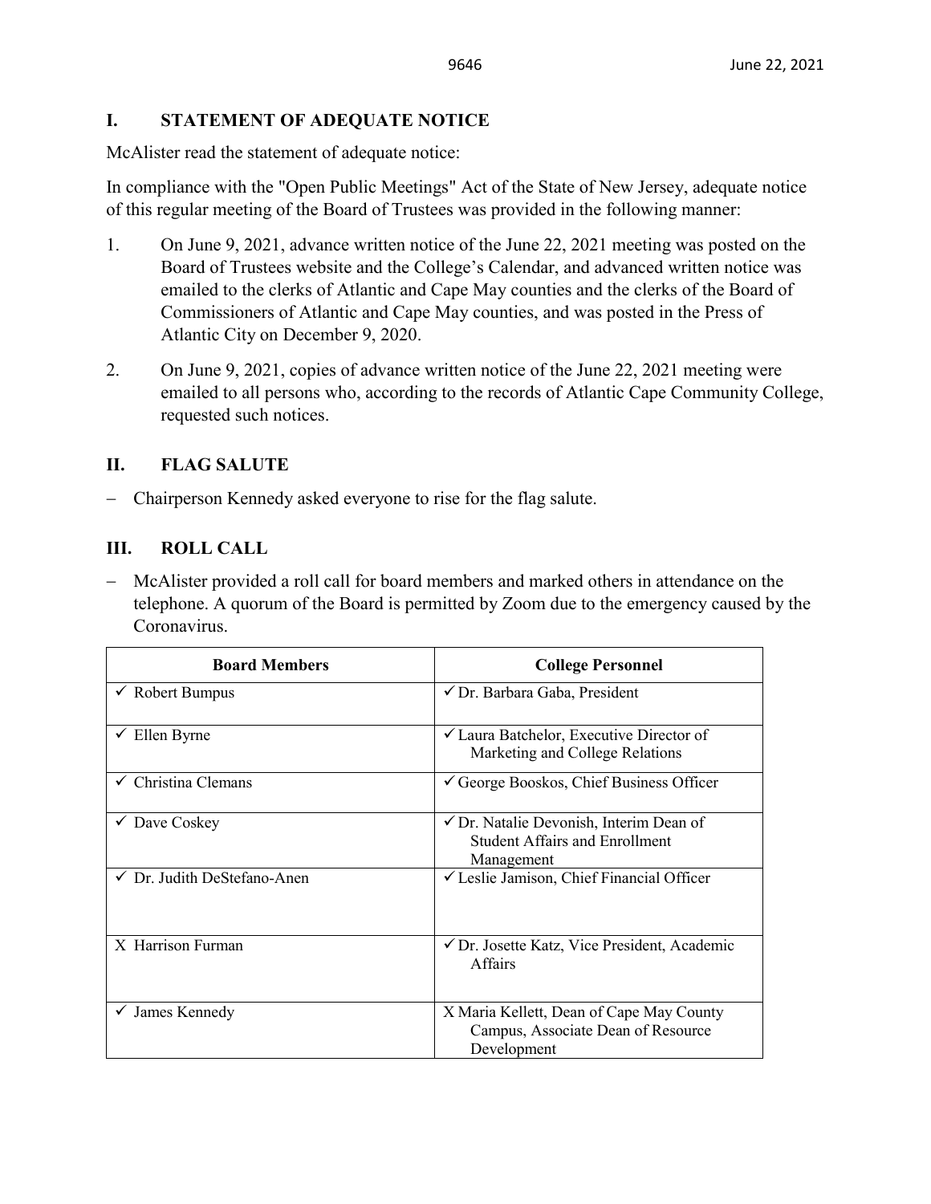## I. STATEMENT OF ADEQUATE NOTICE

McAlister read the statement of adequate notice:

In compliance with the "Open Public Meetings" Act of the State of New Jersey, adequate notice of this regular meeting of the Board of Trustees was provided in the following manner:

1. On June 9, 2021, advance written notice of the June 22, 2021 meeting was posted on the Board of Trustees website and the College's Calendar, and advanced written notice was emailed to the clerks of Atlantic and Cape May counties and the clerks of the Board of Commissioners of Atlantic and Cape May counties, and was posted in the Press of Atlantic City on December 9, 2020.

2. On June 9, 2021, copies of advance written notice of the June 22, 2021 meeting were emailed to all persons who, according to the records of Atlantic Cape Community College, requested such notices.

## II. FLAG SALUTE

- Chairperson Kennedy asked everyone to rise for the flag salute.

## III. ROLL CALL

- McAlister provided a roll call for board members and marked others in attendance on the telephone. A quorum of the Board is permitted by Zoom due to the emergency caused by the Coronavirus.

| Board Members | College Personnel |
|---|---|
| ✓ Robert Bumpus | ✓ Dr. Barbara Gaba, President |
| ✓ Ellen Byrne | ✓ Laura Batchelor, Executive Director of Marketing and College Relations |
| ✓ Christina Clemans | ✓ George Booskos, Chief Business Officer |
| ✓ Dave Coskey | ✓ Dr. Natalie Devonish, Interim Dean of Student Affairs and Enrollment Management |
| ✓ Dr. Judith DeStefano-Anen | ✓ Leslie Jamison, Chief Financial Officer |
| X Harrison Furman | ✓ Dr. Josette Katz, Vice President, Academic Affairs |
| ✓ James Kennedy | X Maria Kellett, Dean of Cape May County Campus, Associate Dean of Resource Development |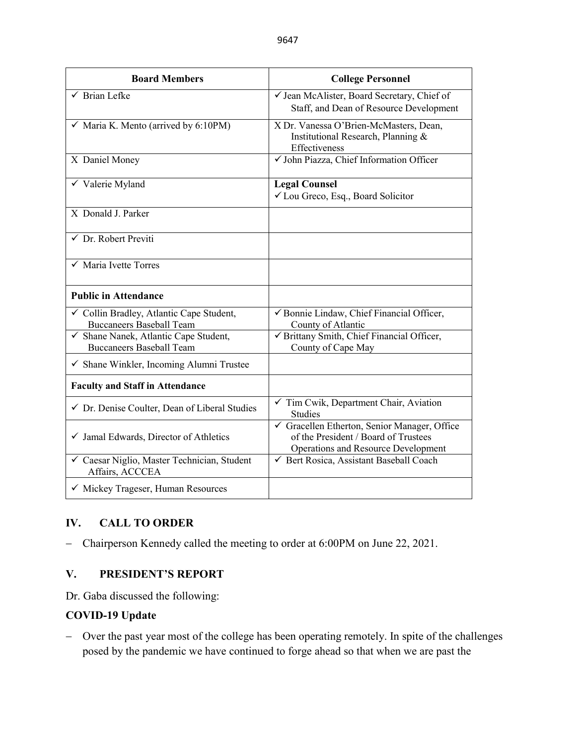| Board Members | College Personnel |
|---|---|
| ✓ Brian Lefke | ✓ Jean McAlister, Board Secretary, Chief of Staff, and Dean of Resource Development |
| ✓ Maria K. Mento (arrived by 6:10PM) | X Dr. Vanessa O'Brien-McMasters, Dean, Institutional Research, Planning & Effectiveness |
| X Daniel Money | ✓ John Piazza, Chief Information Officer |
| ✓ Valerie Myland | **Legal Counsel**<br>✓ Lou Greco, Esq., Board Solicitor |
| X Donald J. Parker | |
| ✓ Dr. Robert Previti | |
| ✓ Maria Ivette Torres | |
| **Public in Attendance** | |
| ✓ Collin Bradley, Atlantic Cape Student, Buccaneers Baseball Team | ✓ Bonnie Lindaw, Chief Financial Officer, County of Atlantic |
| ✓ Shane Nanek, Atlantic Cape Student, Buccaneers Baseball Team | ✓ Brittany Smith, Chief Financial Officer, County of Cape May |
| ✓ Shane Winkler, Incoming Alumni Trustee | |
| **Faculty and Staff in Attendance** | |
| ✓ Dr. Denise Coulter, Dean of Liberal Studies | ✓ Tim Cwik, Department Chair, Aviation Studies |
| ✓ Jamal Edwards, Director of Athletics | ✓ Gracellen Etherton, Senior Manager, Office of the President / Board of Trustees Operations and Resource Development |
| ✓ Caesar Niglio, Master Technician, Student Affairs, ACCCEA | ✓ Bert Rosica, Assistant Baseball Coach |
| ✓ Mickey Trageser, Human Resources | |

## IV. CALL TO ORDER

- Chairperson Kennedy called the meeting to order at 6:00PM on June 22, 2021.

## V. PRESIDENT'S REPORT

Dr. Gaba discussed the following:

**COVID-19 Update**

- Over the past year most of the college has been operating remotely. In spite of the challenges posed by the pandemic we have continued to forge ahead so that when we are past the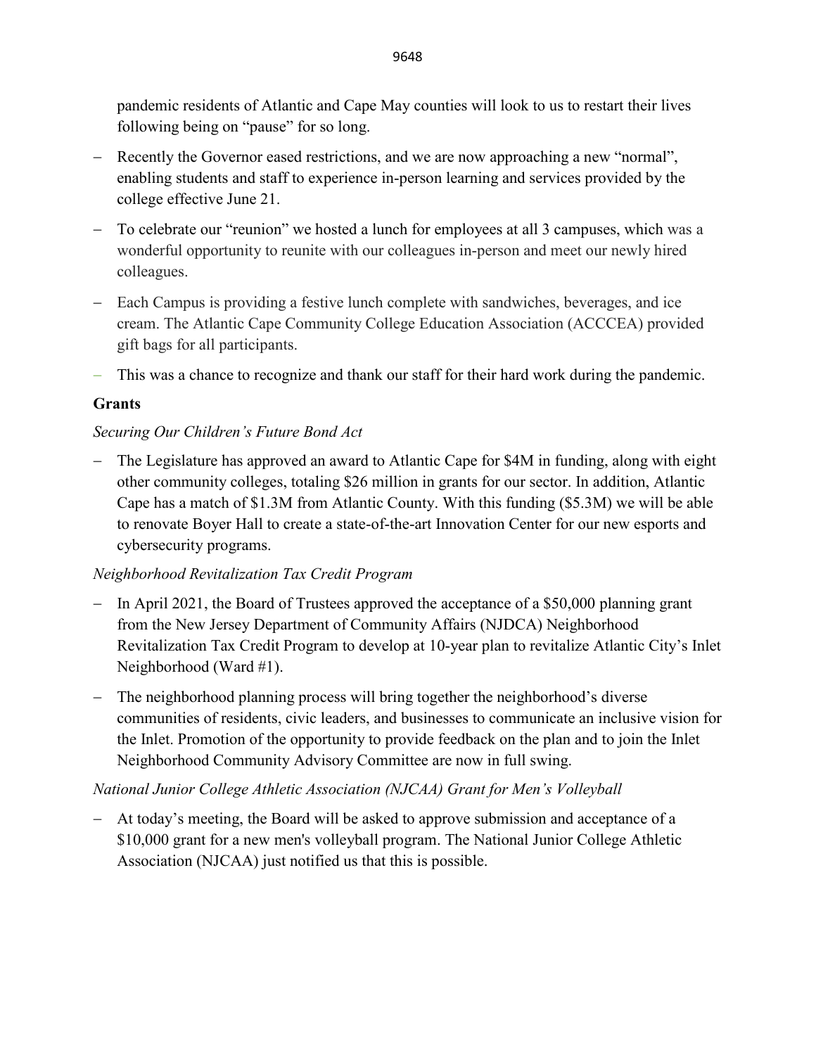pandemic residents of Atlantic and Cape May counties will look to us to restart their lives following being on "pause" for so long.

- Recently the Governor eased restrictions, and we are now approaching a new "normal", enabling students and staff to experience in-person learning and services provided by the college effective June 21.
- To celebrate our "reunion" we hosted a lunch for employees at all 3 campuses, which was a wonderful opportunity to reunite with our colleagues in-person and meet our newly hired colleagues.
- Each Campus is providing a festive lunch complete with sandwiches, beverages, and ice cream. The Atlantic Cape Community College Education Association (ACCCEA) provided gift bags for all participants.
- This was a chance to recognize and thank our staff for their hard work during the pandemic.

**Grants**

*Securing Our Children's Future Bond Act*

- The Legislature has approved an award to Atlantic Cape for $4M in funding, along with eight other community colleges, totaling $26 million in grants for our sector. In addition, Atlantic Cape has a match of $1.3M from Atlantic County. With this funding ($5.3M) we will be able to renovate Boyer Hall to create a state-of-the-art Innovation Center for our new esports and cybersecurity programs.

*Neighborhood Revitalization Tax Credit Program*

- In April 2021, the Board of Trustees approved the acceptance of a $50,000 planning grant from the New Jersey Department of Community Affairs (NJDCA) Neighborhood Revitalization Tax Credit Program to develop at 10-year plan to revitalize Atlantic City's Inlet Neighborhood (Ward #1).
- The neighborhood planning process will bring together the neighborhood's diverse communities of residents, civic leaders, and businesses to communicate an inclusive vision for the Inlet. Promotion of the opportunity to provide feedback on the plan and to join the Inlet Neighborhood Community Advisory Committee are now in full swing.

*National Junior College Athletic Association (NJCAA) Grant for Men's Volleyball*

- At today's meeting, the Board will be asked to approve submission and acceptance of a $10,000 grant for a new men's volleyball program. The National Junior College Athletic Association (NJCAA) just notified us that this is possible.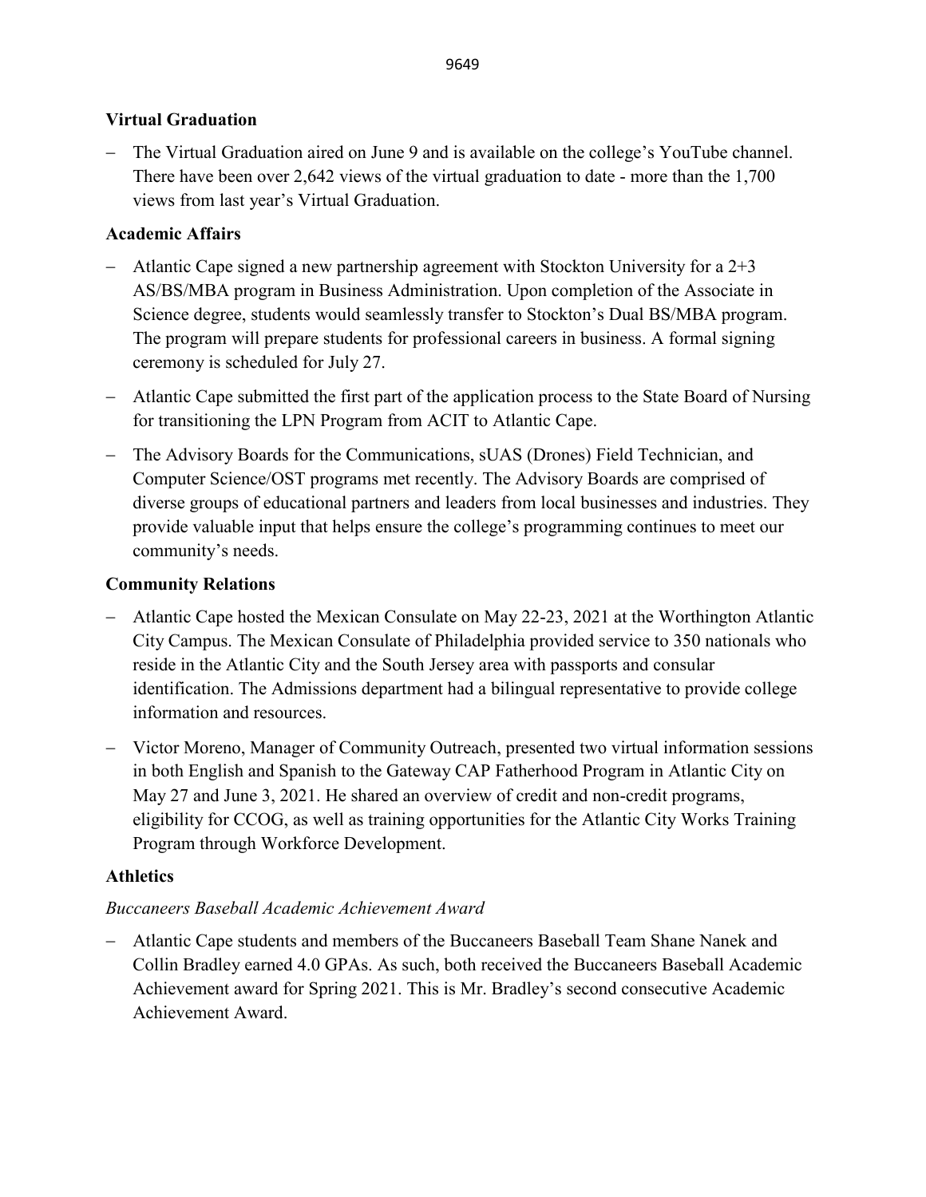**Virtual Graduation**

- The Virtual Graduation aired on June 9 and is available on the college's YouTube channel. There have been over 2,642 views of the virtual graduation to date - more than the 1,700 views from last year's Virtual Graduation.

**Academic Affairs**

- Atlantic Cape signed a new partnership agreement with Stockton University for a 2+3 AS/BS/MBA program in Business Administration. Upon completion of the Associate in Science degree, students would seamlessly transfer to Stockton's Dual BS/MBA program. The program will prepare students for professional careers in business. A formal signing ceremony is scheduled for July 27.
- Atlantic Cape submitted the first part of the application process to the State Board of Nursing for transitioning the LPN Program from ACIT to Atlantic Cape.
- The Advisory Boards for the Communications, sUAS (Drones) Field Technician, and Computer Science/OST programs met recently. The Advisory Boards are comprised of diverse groups of educational partners and leaders from local businesses and industries. They provide valuable input that helps ensure the college's programming continues to meet our community's needs.

**Community Relations**

- Atlantic Cape hosted the Mexican Consulate on May 22-23, 2021 at the Worthington Atlantic City Campus. The Mexican Consulate of Philadelphia provided service to 350 nationals who reside in the Atlantic City and the South Jersey area with passports and consular identification. The Admissions department had a bilingual representative to provide college information and resources.
- Victor Moreno, Manager of Community Outreach, presented two virtual information sessions in both English and Spanish to the Gateway CAP Fatherhood Program in Atlantic City on May 27 and June 3, 2021. He shared an overview of credit and non-credit programs, eligibility for CCOG, as well as training opportunities for the Atlantic City Works Training Program through Workforce Development.

**Athletics**

*Buccaneers Baseball Academic Achievement Award*

- Atlantic Cape students and members of the Buccaneers Baseball Team Shane Nanek and Collin Bradley earned 4.0 GPAs. As such, both received the Buccaneers Baseball Academic Achievement award for Spring 2021. This is Mr. Bradley's second consecutive Academic Achievement Award.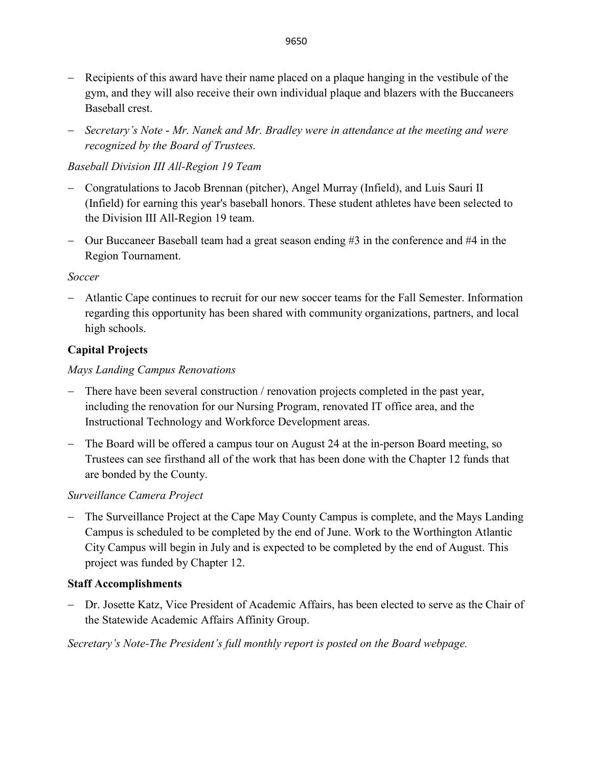- Recipients of this award have their name placed on a plaque hanging in the vestibule of the gym, and they will also receive their own individual plaque and blazers with the Buccaneers Baseball crest.
- *Secretary's Note - Mr. Nanek and Mr. Bradley were in attendance at the meeting and were recognized by the Board of Trustees.*

*Baseball Division III All-Region 19 Team*

- Congratulations to Jacob Brennan (pitcher), Angel Murray (Infield), and Luis Sauri II (Infield) for earning this year's baseball honors. These student athletes have been selected to the Division III All-Region 19 team.
- Our Buccaneer Baseball team had a great season ending #3 in the conference and #4 in the Region Tournament.

*Soccer*

- Atlantic Cape continues to recruit for our new soccer teams for the Fall Semester. Information regarding this opportunity has been shared with community organizations, partners, and local high schools.

**Capital Projects**

*Mays Landing Campus Renovations*

- There have been several construction / renovation projects completed in the past year, including the renovation for our Nursing Program, renovated IT office area, and the Instructional Technology and Workforce Development areas.
- The Board will be offered a campus tour on August 24 at the in-person Board meeting, so Trustees can see firsthand all of the work that has been done with the Chapter 12 funds that are bonded by the County.

*Surveillance Camera Project*

- The Surveillance Project at the Cape May County Campus is complete, and the Mays Landing Campus is scheduled to be completed by the end of June. Work to the Worthington Atlantic City Campus will begin in July and is expected to be completed by the end of August. This project was funded by Chapter 12.

**Staff Accomplishments**

- Dr. Josette Katz, Vice President of Academic Affairs, has been elected to serve as the Chair of the Statewide Academic Affairs Affinity Group.

*Secretary's Note-The President's full monthly report is posted on the Board webpage.*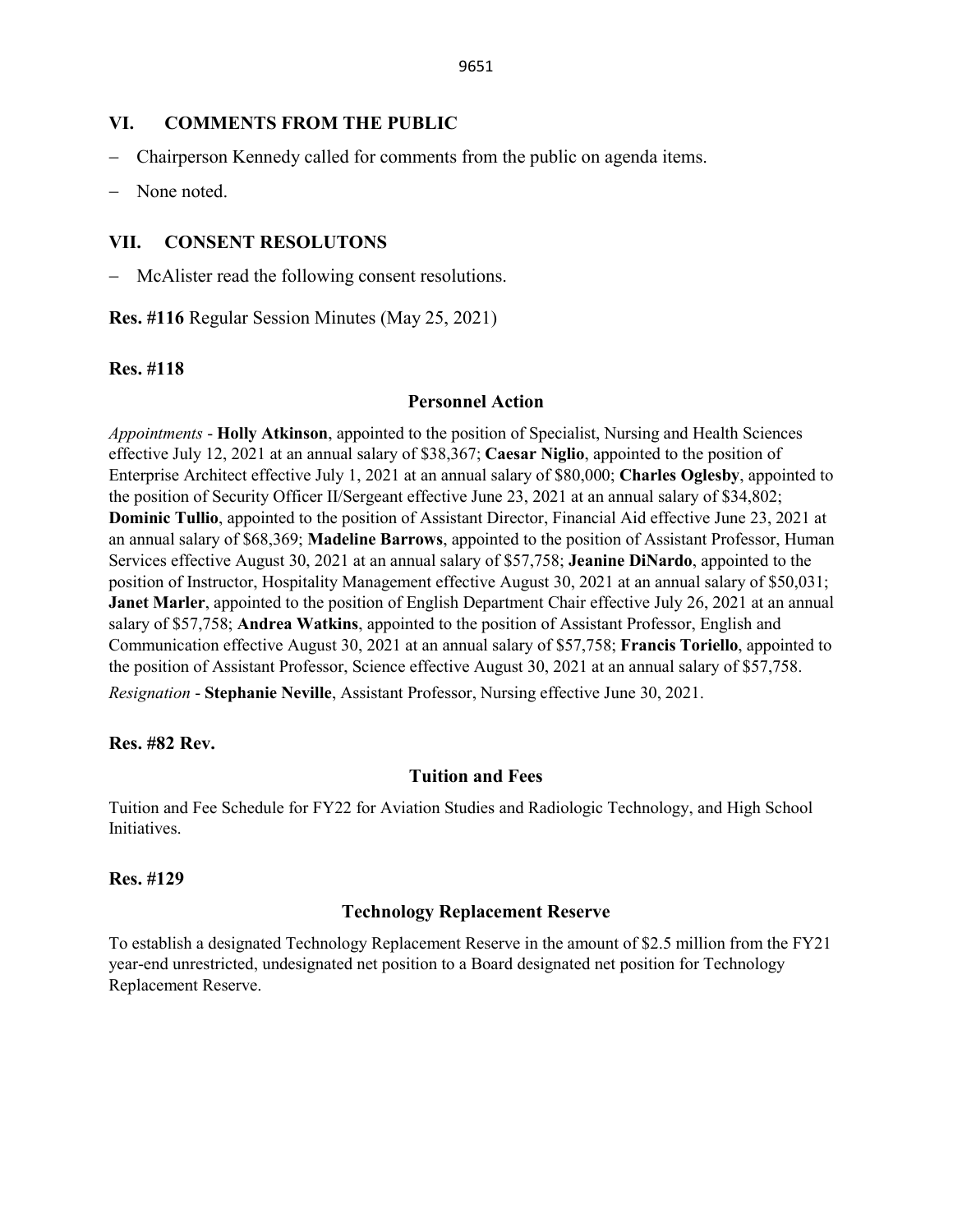## VI. COMMENTS FROM THE PUBLIC

- Chairperson Kennedy called for comments from the public on agenda items.
- None noted.

## VII. CONSENT RESOLUTONS

- McAlister read the following consent resolutions.

**Res. #116** Regular Session Minutes (May 25, 2021)

**Res. #118**

### Personnel Action

*Appointments* - **Holly Atkinson**, appointed to the position of Specialist, Nursing and Health Sciences effective July 12, 2021 at an annual salary of $38,367; **Caesar Niglio**, appointed to the position of Enterprise Architect effective July 1, 2021 at an annual salary of $80,000; **Charles Oglesby**, appointed to the position of Security Officer II/Sergeant effective June 23, 2021 at an annual salary of $34,802; **Dominic Tullio**, appointed to the position of Assistant Director, Financial Aid effective June 23, 2021 at an annual salary of $68,369; **Madeline Barrows**, appointed to the position of Assistant Professor, Human Services effective August 30, 2021 at an annual salary of $57,758; **Jeanine DiNardo**, appointed to the position of Instructor, Hospitality Management effective August 30, 2021 at an annual salary of $50,031; **Janet Marler**, appointed to the position of English Department Chair effective July 26, 2021 at an annual salary of $57,758; **Andrea Watkins**, appointed to the position of Assistant Professor, English and Communication effective August 30, 2021 at an annual salary of $57,758; **Francis Toriello**, appointed to the position of Assistant Professor, Science effective August 30, 2021 at an annual salary of $57,758.

*Resignation* - **Stephanie Neville**, Assistant Professor, Nursing effective June 30, 2021.

**Res. #82 Rev.**

### Tuition and Fees

Tuition and Fee Schedule for FY22 for Aviation Studies and Radiologic Technology, and High School Initiatives.

**Res. #129**

### Technology Replacement Reserve

To establish a designated Technology Replacement Reserve in the amount of $2.5 million from the FY21 year-end unrestricted, undesignated net position to a Board designated net position for Technology Replacement Reserve.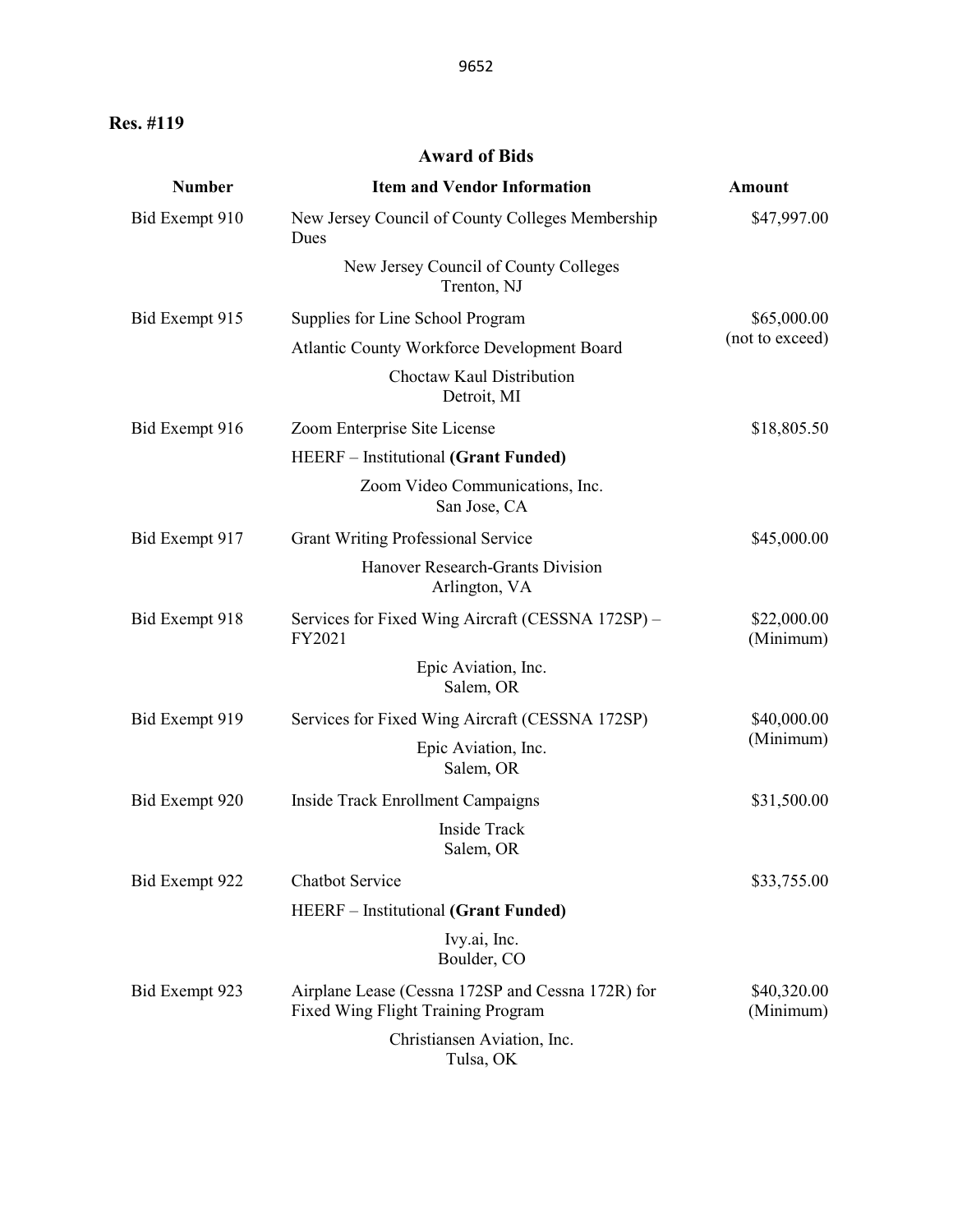**Res. #119**

**Award of Bids**

| Number | Item and Vendor Information | Amount |
|---|---|---|
| Bid Exempt 910 | New Jersey Council of County Colleges Membership Dues<br>New Jersey Council of County Colleges<br>Trenton, NJ | \$47,997.00 |
| Bid Exempt 915 | Supplies for Line School Program<br>Atlantic County Workforce Development Board<br>Choctaw Kaul Distribution<br>Detroit, MI | \$65,000.00 (not to exceed) |
| Bid Exempt 916 | Zoom Enterprise Site License<br>HEERF – Institutional **(Grant Funded)**<br>Zoom Video Communications, Inc.<br>San Jose, CA | \$18,805.50 |
| Bid Exempt 917 | Grant Writing Professional Service<br>Hanover Research-Grants Division<br>Arlington, VA | \$45,000.00 |
| Bid Exempt 918 | Services for Fixed Wing Aircraft (CESSNA 172SP) – FY2021<br>Epic Aviation, Inc.<br>Salem, OR | \$22,000.00 (Minimum) |
| Bid Exempt 919 | Services for Fixed Wing Aircraft (CESSNA 172SP)<br>Epic Aviation, Inc.<br>Salem, OR | \$40,000.00 (Minimum) |
| Bid Exempt 920 | Inside Track Enrollment Campaigns<br>Inside Track<br>Salem, OR | \$31,500.00 |
| Bid Exempt 922 | Chatbot Service<br>HEERF – Institutional **(Grant Funded)**<br>Ivy.ai, Inc.<br>Boulder, CO | \$33,755.00 |
| Bid Exempt 923 | Airplane Lease (Cessna 172SP and Cessna 172R) for Fixed Wing Flight Training Program<br>Christiansen Aviation, Inc.<br>Tulsa, OK | \$40,320.00 (Minimum) |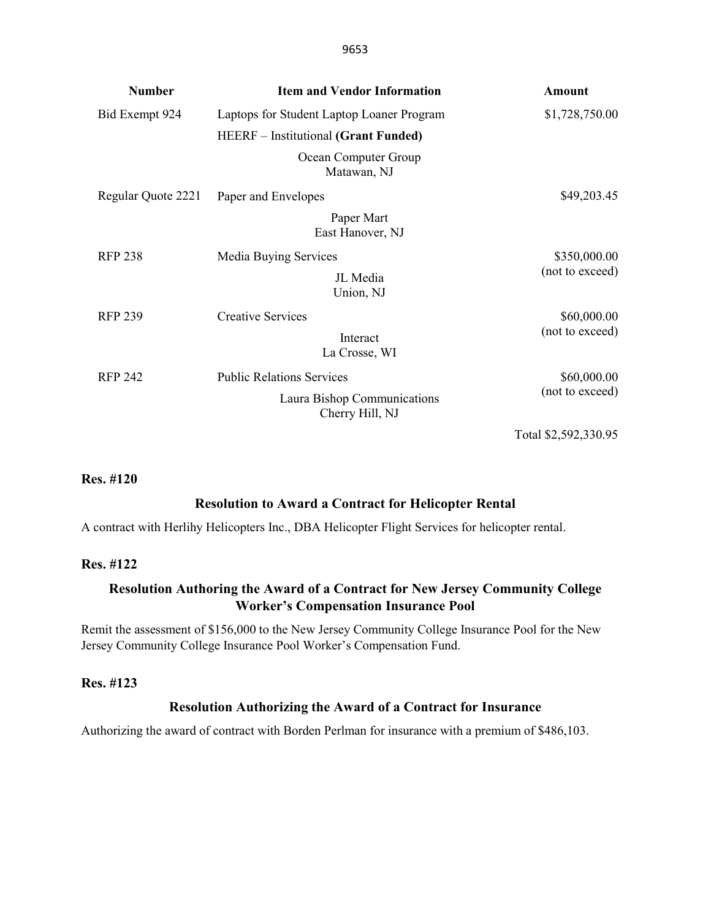| Number | Item and Vendor Information | Amount |
|---|---|---|
| Bid Exempt 924 | Laptops for Student Laptop Loaner Program<br>HEERF – Institutional **(Grant Funded)**<br>Ocean Computer Group<br>Matawan, NJ | $1,728,750.00 |
| Regular Quote 2221 | Paper and Envelopes<br>Paper Mart<br>East Hanover, NJ | $49,203.45 |
| RFP 238 | Media Buying Services<br>JL Media<br>Union, NJ | $350,000.00<br>(not to exceed) |
| RFP 239 | Creative Services<br>Interact<br>La Crosse, WI | $60,000.00<br>(not to exceed) |
| RFP 242 | Public Relations Services<br>Laura Bishop Communications<br>Cherry Hill, NJ | $60,000.00<br>(not to exceed) |
| | | Total $2,592,330.95 |

**Res. #120**

### Resolution to Award a Contract for Helicopter Rental

A contract with Herlihy Helicopters Inc., DBA Helicopter Flight Services for helicopter rental.

**Res. #122**

### Resolution Authoring the Award of a Contract for New Jersey Community College Worker's Compensation Insurance Pool

Remit the assessment of $156,000 to the New Jersey Community College Insurance Pool for the New Jersey Community College Insurance Pool Worker's Compensation Fund.

**Res. #123**

### Resolution Authorizing the Award of a Contract for Insurance

Authorizing the award of contract with Borden Perlman for insurance with a premium of $486,103.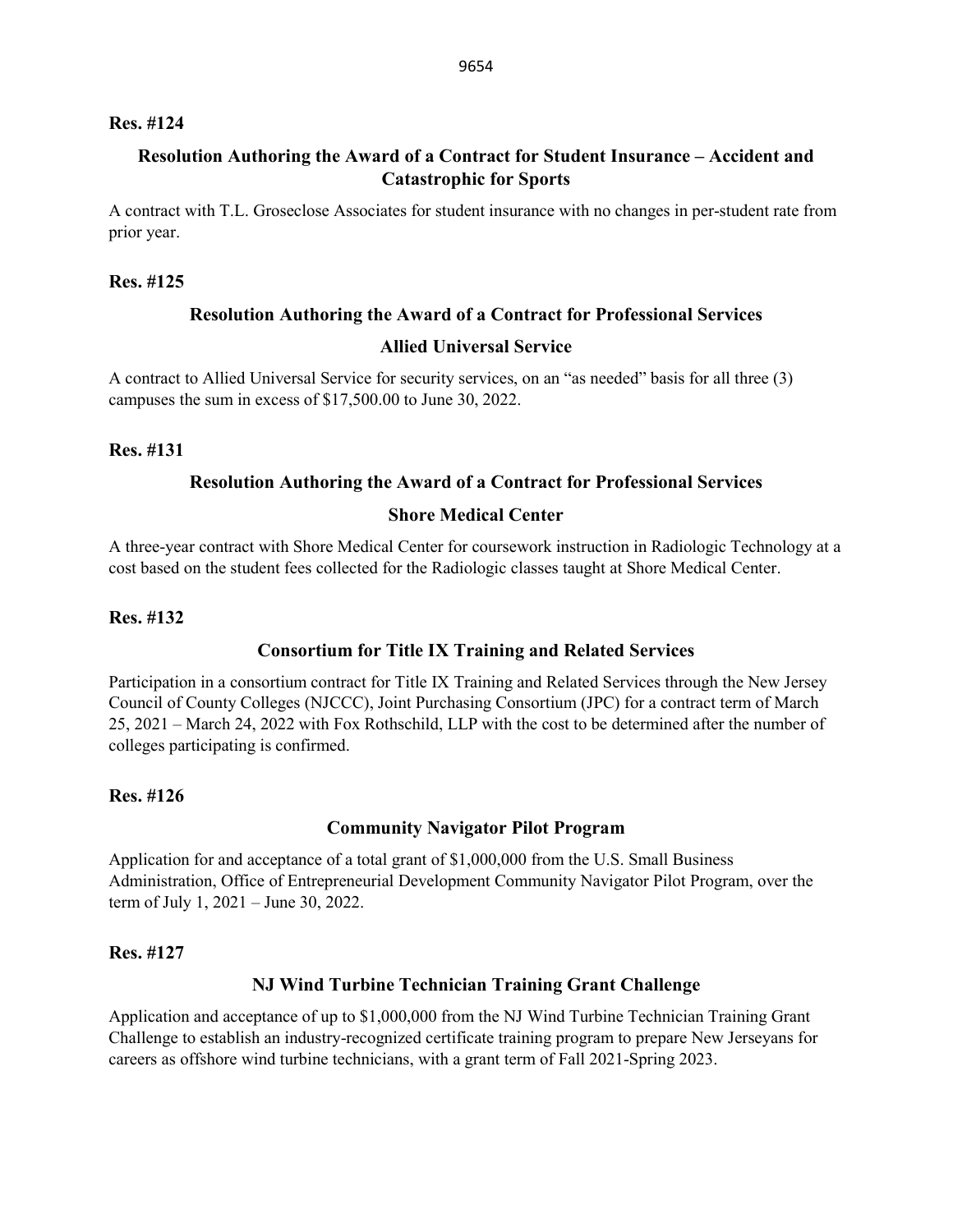**Res. #124**

**Resolution Authoring the Award of a Contract for Student Insurance – Accident and Catastrophic for Sports**

A contract with T.L. Groseclose Associates for student insurance with no changes in per-student rate from prior year.

**Res. #125**

**Resolution Authoring the Award of a Contract for Professional Services**

**Allied Universal Service**

A contract to Allied Universal Service for security services, on an "as needed" basis for all three (3) campuses the sum in excess of $17,500.00 to June 30, 2022.

**Res. #131**

**Resolution Authoring the Award of a Contract for Professional Services**

**Shore Medical Center**

A three-year contract with Shore Medical Center for coursework instruction in Radiologic Technology at a cost based on the student fees collected for the Radiologic classes taught at Shore Medical Center.

**Res. #132**

**Consortium for Title IX Training and Related Services**

Participation in a consortium contract for Title IX Training and Related Services through the New Jersey Council of County Colleges (NJCCC), Joint Purchasing Consortium (JPC) for a contract term of March 25, 2021 – March 24, 2022 with Fox Rothschild, LLP with the cost to be determined after the number of colleges participating is confirmed.

**Res. #126**

**Community Navigator Pilot Program**

Application for and acceptance of a total grant of $1,000,000 from the U.S. Small Business Administration, Office of Entrepreneurial Development Community Navigator Pilot Program, over the term of July 1, 2021 – June 30, 2022.

**Res. #127**

**NJ Wind Turbine Technician Training Grant Challenge**

Application and acceptance of up to $1,000,000 from the NJ Wind Turbine Technician Training Grant Challenge to establish an industry-recognized certificate training program to prepare New Jerseyans for careers as offshore wind turbine technicians, with a grant term of Fall 2021-Spring 2023.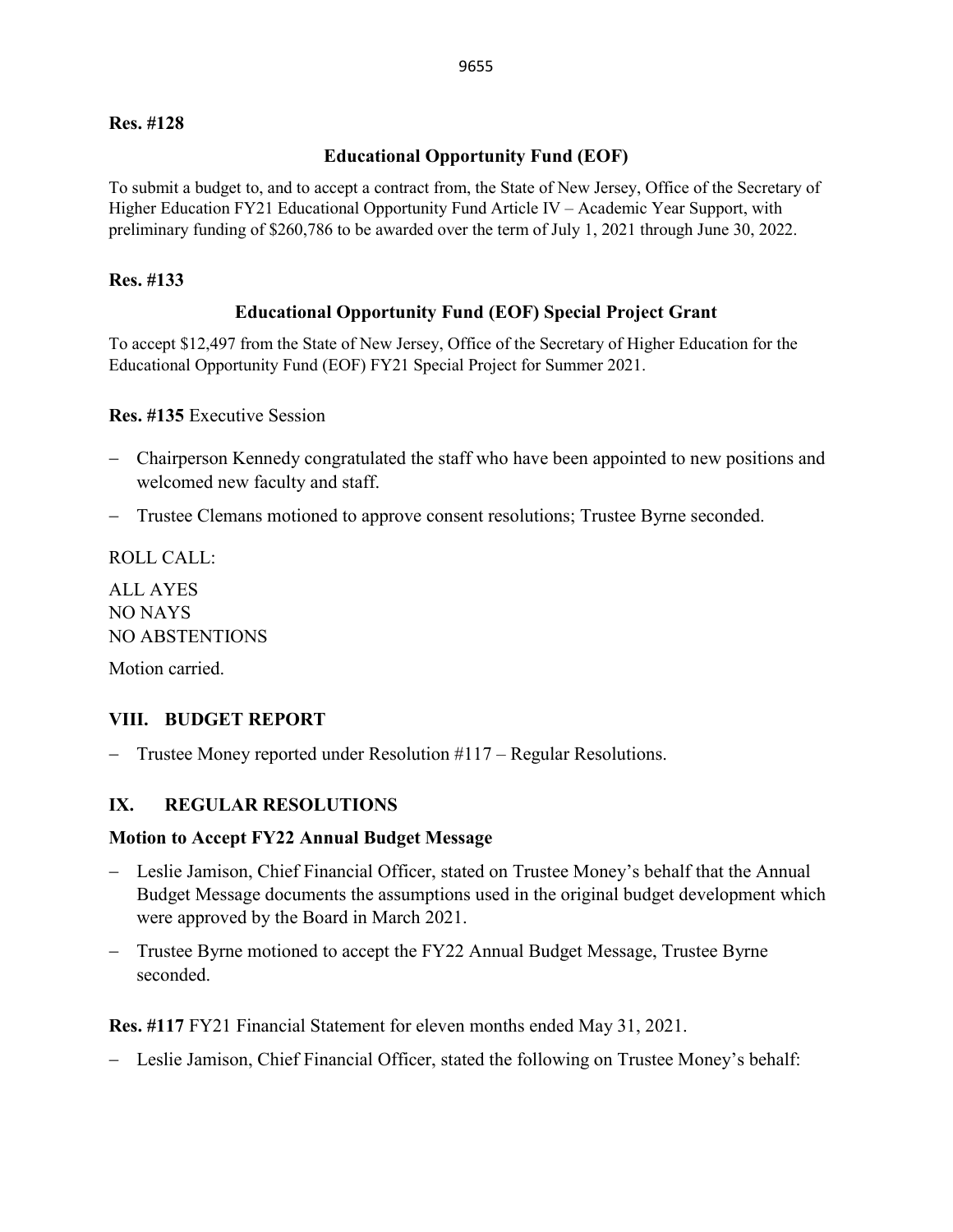**Res. #128**

**Educational Opportunity Fund (EOF)**

To submit a budget to, and to accept a contract from, the State of New Jersey, Office of the Secretary of Higher Education FY21 Educational Opportunity Fund Article IV – Academic Year Support, with preliminary funding of $260,786 to be awarded over the term of July 1, 2021 through June 30, 2022.

**Res. #133**

**Educational Opportunity Fund (EOF) Special Project Grant**

To accept $12,497 from the State of New Jersey, Office of the Secretary of Higher Education for the Educational Opportunity Fund (EOF) FY21 Special Project for Summer 2021.

**Res. #135** Executive Session

- Chairperson Kennedy congratulated the staff who have been appointed to new positions and welcomed new faculty and staff.
- Trustee Clemans motioned to approve consent resolutions; Trustee Byrne seconded.

ROLL CALL:

ALL AYES
NO NAYS
NO ABSTENTIONS

Motion carried.

## VIII. BUDGET REPORT

- Trustee Money reported under Resolution #117 – Regular Resolutions.

## IX. REGULAR RESOLUTIONS

**Motion to Accept FY22 Annual Budget Message**

- Leslie Jamison, Chief Financial Officer, stated on Trustee Money's behalf that the Annual Budget Message documents the assumptions used in the original budget development which were approved by the Board in March 2021.
- Trustee Byrne motioned to accept the FY22 Annual Budget Message, Trustee Byrne seconded.

**Res. #117** FY21 Financial Statement for eleven months ended May 31, 2021.

- Leslie Jamison, Chief Financial Officer, stated the following on Trustee Money's behalf: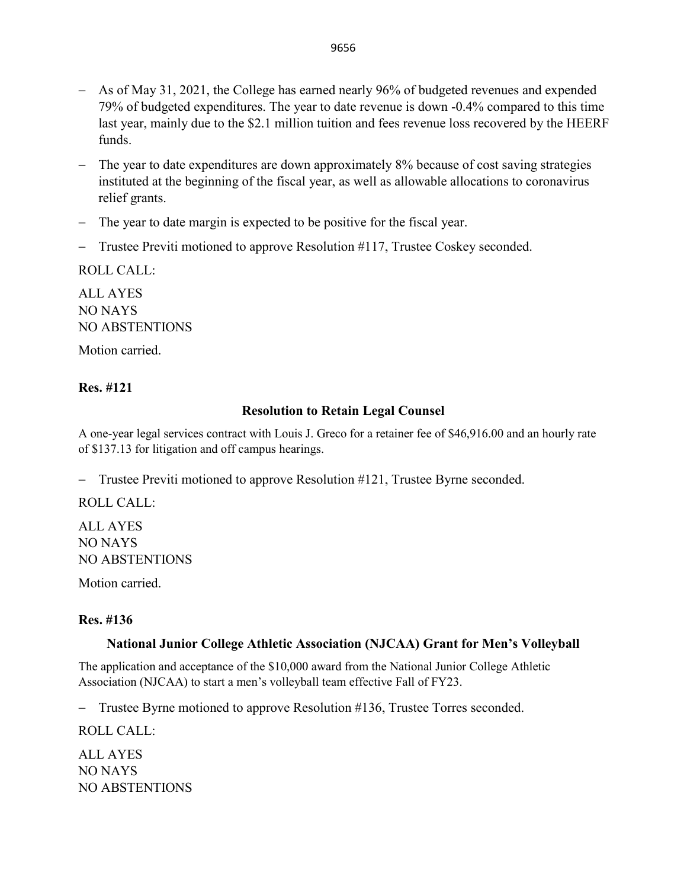- As of May 31, 2021, the College has earned nearly 96% of budgeted revenues and expended 79% of budgeted expenditures. The year to date revenue is down -0.4% compared to this time last year, mainly due to the $2.1 million tuition and fees revenue loss recovered by the HEERF funds.
- The year to date expenditures are down approximately 8% because of cost saving strategies instituted at the beginning of the fiscal year, as well as allowable allocations to coronavirus relief grants.
- The year to date margin is expected to be positive for the fiscal year.
- Trustee Previti motioned to approve Resolution #117, Trustee Coskey seconded.

ROLL CALL:

ALL AYES
NO NAYS
NO ABSTENTIONS

Motion carried.

**Res. #121**

**Resolution to Retain Legal Counsel**

A one-year legal services contract with Louis J. Greco for a retainer fee of $46,916.00 and an hourly rate of $137.13 for litigation and off campus hearings.

- Trustee Previti motioned to approve Resolution #121, Trustee Byrne seconded.

ROLL CALL:

ALL AYES
NO NAYS
NO ABSTENTIONS

Motion carried.

**Res. #136**

**National Junior College Athletic Association (NJCAA) Grant for Men's Volleyball**

The application and acceptance of the $10,000 award from the National Junior College Athletic Association (NJCAA) to start a men's volleyball team effective Fall of FY23.

- Trustee Byrne motioned to approve Resolution #136, Trustee Torres seconded.

ROLL CALL:

ALL AYES
NO NAYS
NO ABSTENTIONS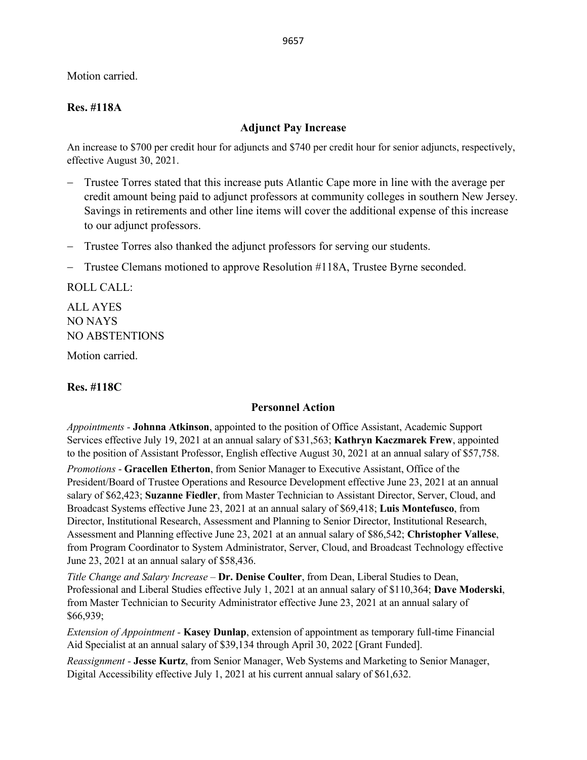Motion carried.

**Res. #118A**

### Adjunct Pay Increase

An increase to $700 per credit hour for adjuncts and $740 per credit hour for senior adjuncts, respectively, effective August 30, 2021.

- Trustee Torres stated that this increase puts Atlantic Cape more in line with the average per credit amount being paid to adjunct professors at community colleges in southern New Jersey. Savings in retirements and other line items will cover the additional expense of this increase to our adjunct professors.
- Trustee Torres also thanked the adjunct professors for serving our students.
- Trustee Clemans motioned to approve Resolution #118A, Trustee Byrne seconded.

ROLL CALL:

ALL AYES
NO NAYS
NO ABSTENTIONS

Motion carried.

**Res. #118C**

### Personnel Action

*Appointments* - **Johnna Atkinson**, appointed to the position of Office Assistant, Academic Support Services effective July 19, 2021 at an annual salary of $31,563; **Kathryn Kaczmarek Frew**, appointed to the position of Assistant Professor, English effective August 30, 2021 at an annual salary of $57,758.

*Promotions* - **Gracellen Etherton**, from Senior Manager to Executive Assistant, Office of the President/Board of Trustee Operations and Resource Development effective June 23, 2021 at an annual salary of $62,423; **Suzanne Fiedler**, from Master Technician to Assistant Director, Server, Cloud, and Broadcast Systems effective June 23, 2021 at an annual salary of $69,418; **Luis Montefusco**, from Director, Institutional Research, Assessment and Planning to Senior Director, Institutional Research, Assessment and Planning effective June 23, 2021 at an annual salary of $86,542; **Christopher Vallese**, from Program Coordinator to System Administrator, Server, Cloud, and Broadcast Technology effective June 23, 2021 at an annual salary of $58,436.

*Title Change and Salary Increase* – **Dr. Denise Coulter**, from Dean, Liberal Studies to Dean, Professional and Liberal Studies effective July 1, 2021 at an annual salary of $110,364; **Dave Moderski**, from Master Technician to Security Administrator effective June 23, 2021 at an annual salary of $66,939;

*Extension of Appointment* - **Kasey Dunlap**, extension of appointment as temporary full-time Financial Aid Specialist at an annual salary of $39,134 through April 30, 2022 [Grant Funded].

*Reassignment* - **Jesse Kurtz**, from Senior Manager, Web Systems and Marketing to Senior Manager, Digital Accessibility effective July 1, 2021 at his current annual salary of $61,632.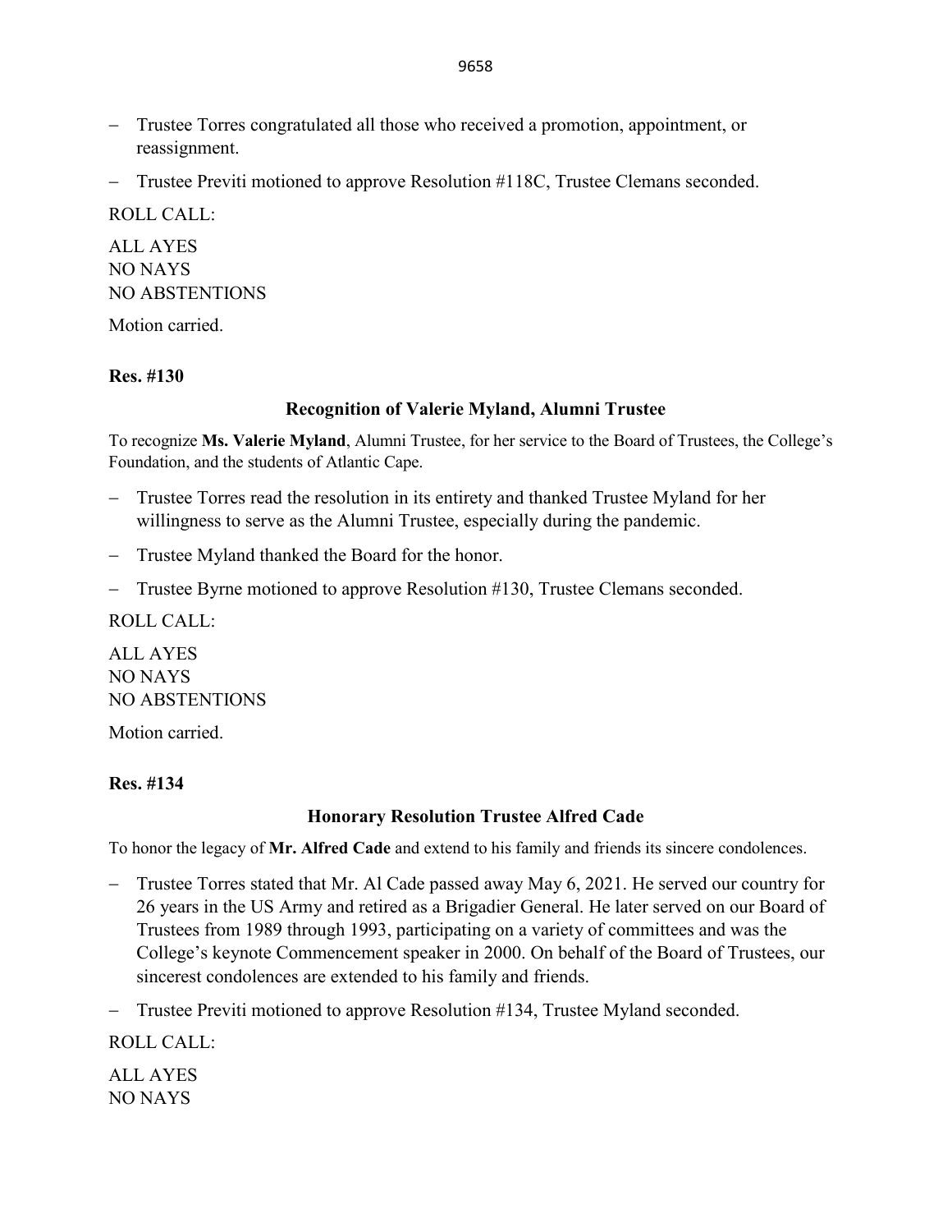- Trustee Torres congratulated all those who received a promotion, appointment, or reassignment.
- Trustee Previti motioned to approve Resolution #118C, Trustee Clemans seconded.

ROLL CALL:

ALL AYES
NO NAYS
NO ABSTENTIONS

Motion carried.

**Res. #130**

### Recognition of Valerie Myland, Alumni Trustee

To recognize **Ms. Valerie Myland**, Alumni Trustee, for her service to the Board of Trustees, the College's Foundation, and the students of Atlantic Cape.

- Trustee Torres read the resolution in its entirety and thanked Trustee Myland for her willingness to serve as the Alumni Trustee, especially during the pandemic.
- Trustee Myland thanked the Board for the honor.
- Trustee Byrne motioned to approve Resolution #130, Trustee Clemans seconded.

ROLL CALL:

ALL AYES
NO NAYS
NO ABSTENTIONS

Motion carried.

**Res. #134**

### Honorary Resolution Trustee Alfred Cade

To honor the legacy of **Mr. Alfred Cade** and extend to his family and friends its sincere condolences.

- Trustee Torres stated that Mr. Al Cade passed away May 6, 2021. He served our country for 26 years in the US Army and retired as a Brigadier General. He later served on our Board of Trustees from 1989 through 1993, participating on a variety of committees and was the College's keynote Commencement speaker in 2000. On behalf of the Board of Trustees, our sincerest condolences are extended to his family and friends.
- Trustee Previti motioned to approve Resolution #134, Trustee Myland seconded.

ROLL CALL:

ALL AYES
NO NAYS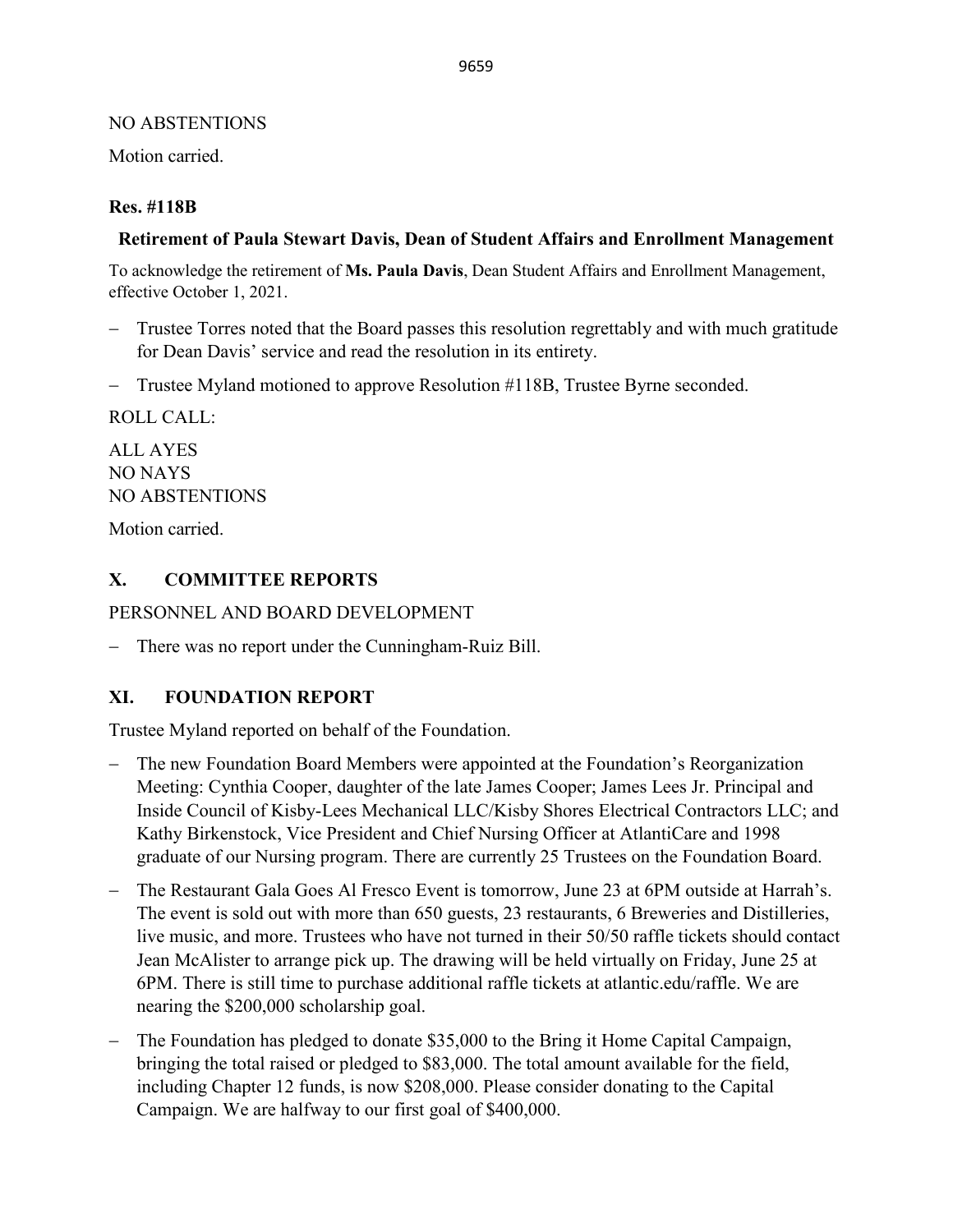NO ABSTENTIONS

Motion carried.

**Res. #118B**

**Retirement of Paula Stewart Davis, Dean of Student Affairs and Enrollment Management**

To acknowledge the retirement of **Ms. Paula Davis**, Dean Student Affairs and Enrollment Management, effective October 1, 2021.

- Trustee Torres noted that the Board passes this resolution regrettably and with much gratitude for Dean Davis' service and read the resolution in its entirety.
- Trustee Myland motioned to approve Resolution #118B, Trustee Byrne seconded.

ROLL CALL:

ALL AYES
NO NAYS
NO ABSTENTIONS

Motion carried.

## X. COMMITTEE REPORTS

PERSONNEL AND BOARD DEVELOPMENT

- There was no report under the Cunningham-Ruiz Bill.

## XI. FOUNDATION REPORT

Trustee Myland reported on behalf of the Foundation.

- The new Foundation Board Members were appointed at the Foundation's Reorganization Meeting: Cynthia Cooper, daughter of the late James Cooper; James Lees Jr. Principal and Inside Council of Kisby-Lees Mechanical LLC/Kisby Shores Electrical Contractors LLC; and Kathy Birkenstock, Vice President and Chief Nursing Officer at AtlantiCare and 1998 graduate of our Nursing program. There are currently 25 Trustees on the Foundation Board.
- The Restaurant Gala Goes Al Fresco Event is tomorrow, June 23 at 6PM outside at Harrah's. The event is sold out with more than 650 guests, 23 restaurants, 6 Breweries and Distilleries, live music, and more. Trustees who have not turned in their 50/50 raffle tickets should contact Jean McAlister to arrange pick up. The drawing will be held virtually on Friday, June 25 at 6PM. There is still time to purchase additional raffle tickets at atlantic.edu/raffle. We are nearing the $200,000 scholarship goal.
- The Foundation has pledged to donate $35,000 to the Bring it Home Capital Campaign, bringing the total raised or pledged to $83,000. The total amount available for the field, including Chapter 12 funds, is now $208,000. Please consider donating to the Capital Campaign. We are halfway to our first goal of $400,000.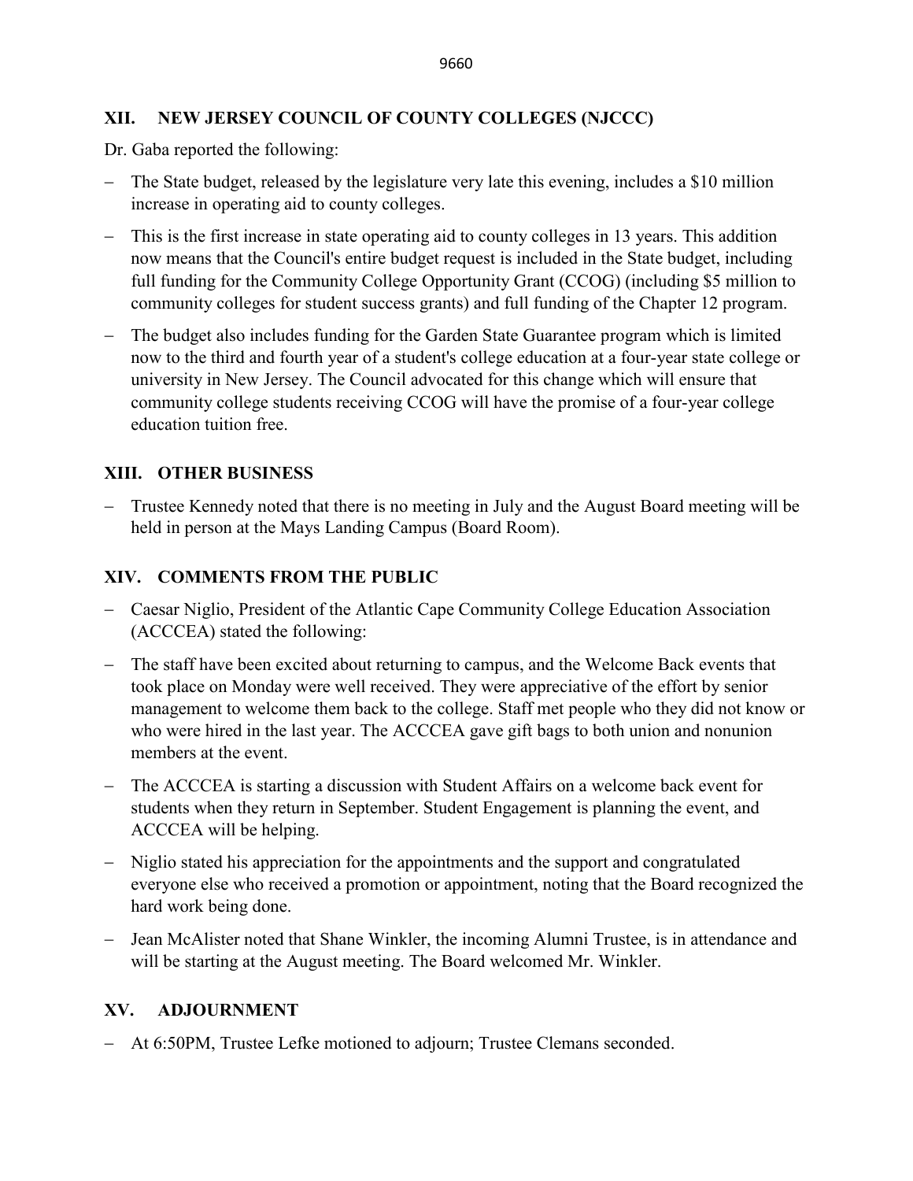## XII. NEW JERSEY COUNCIL OF COUNTY COLLEGES (NJCCC)

Dr. Gaba reported the following:

- The State budget, released by the legislature very late this evening, includes a $10 million increase in operating aid to county colleges.
- This is the first increase in state operating aid to county colleges in 13 years. This addition now means that the Council's entire budget request is included in the State budget, including full funding for the Community College Opportunity Grant (CCOG) (including $5 million to community colleges for student success grants) and full funding of the Chapter 12 program.
- The budget also includes funding for the Garden State Guarantee program which is limited now to the third and fourth year of a student's college education at a four-year state college or university in New Jersey. The Council advocated for this change which will ensure that community college students receiving CCOG will have the promise of a four-year college education tuition free.

## XIII. OTHER BUSINESS

- Trustee Kennedy noted that there is no meeting in July and the August Board meeting will be held in person at the Mays Landing Campus (Board Room).

## XIV. COMMENTS FROM THE PUBLIC

- Caesar Niglio, President of the Atlantic Cape Community College Education Association (ACCCEA) stated the following:
- The staff have been excited about returning to campus, and the Welcome Back events that took place on Monday were well received. They were appreciative of the effort by senior management to welcome them back to the college. Staff met people who they did not know or who were hired in the last year. The ACCCEA gave gift bags to both union and nonunion members at the event.
- The ACCCEA is starting a discussion with Student Affairs on a welcome back event for students when they return in September. Student Engagement is planning the event, and ACCCEA will be helping.
- Niglio stated his appreciation for the appointments and the support and congratulated everyone else who received a promotion or appointment, noting that the Board recognized the hard work being done.
- Jean McAlister noted that Shane Winkler, the incoming Alumni Trustee, is in attendance and will be starting at the August meeting. The Board welcomed Mr. Winkler.

## XV. ADJOURNMENT

- At 6:50PM, Trustee Lefke motioned to adjourn; Trustee Clemans seconded.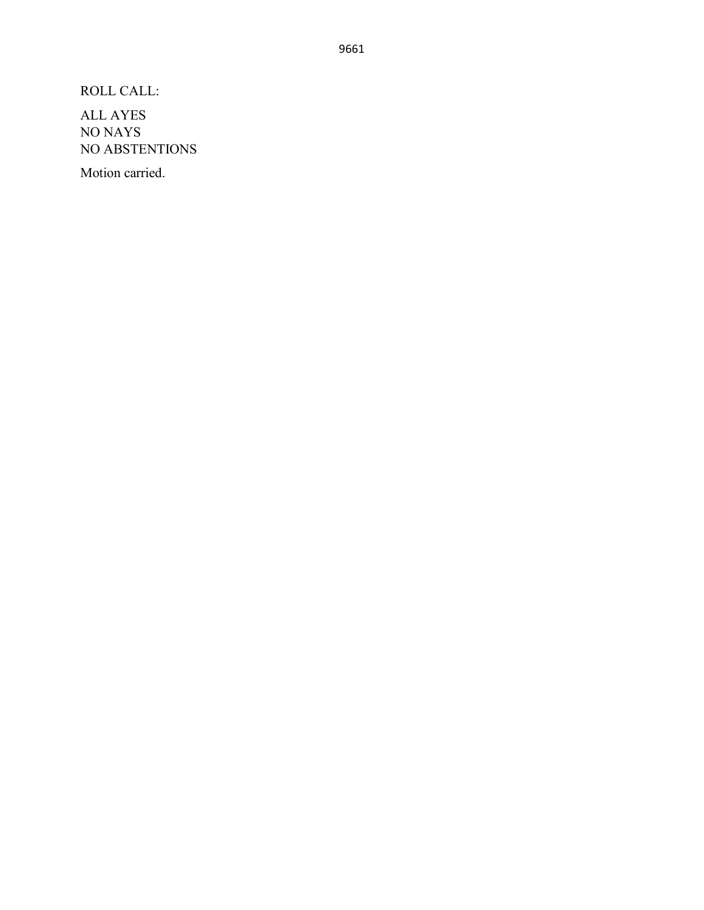ROLL CALL:

ALL AYES
NO NAYS
NO ABSTENTIONS

Motion carried.